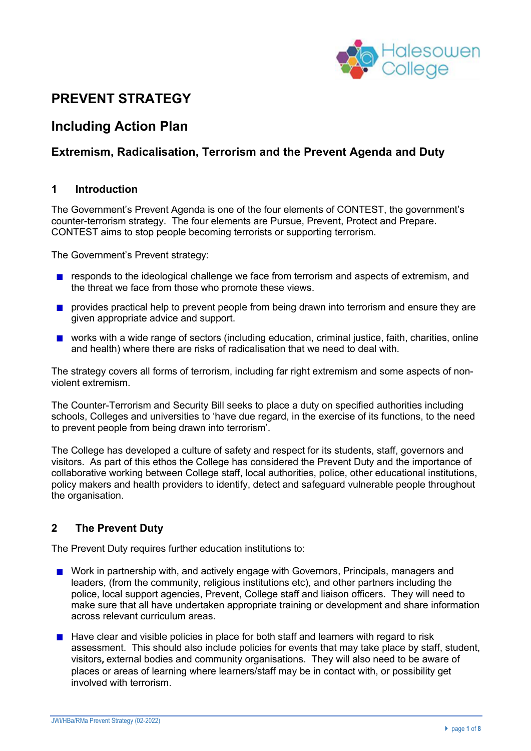# PREVENT STRATEGY

## Including Action Plan

### Extremism, Radicalisation, Terrorism and the Prevent Agenda and Duty

### 1 Introduction

The Government's Prevent Agenda is one of the four elements of CONTEST, the government's counter-terrorism strategy. The four elements are Pursue, Prevent, Protect and Prepare. CONTEST aims to stop people becoming terrorists or supporting terrorism.

The Government's Prevent strategy:

- responds to the ideological challenge we face from terrorism and aspects of extremism, and the threat we face from those who promote these views.
- provides practical help to prevent people from being drawn into terrorism and ensure they are given appropriate advice and support.
- works with a wide range of sectors (including education, criminal justice, faith, charities, online and health) where there are risks of radicalisation that we need to deal with.

The strategy covers all forms of terrorism, including far right extremism and some aspects of non-violent extremism.

The Counter-Terrorism and Security Bill seeks to place a duty on specified authorities including schools, Colleges and universities to 'have due regard, in the exercise of its functions, to the need to prevent people from being drawn into terrorism'.

The College has developed a culture of safety and respect for its students, staff, governors and visitors. As part of this ethos the College has considered the Prevent Duty and the importance of collaborative working between College staff, local authorities, police, other educational institutions, policy makers and health providers to identify, detect and safeguard vulnerable people throughout the organisation.

### 2 The Prevent Duty

The Prevent Duty requires further education institutions to:

- Work in partnership with, and actively engage with Governors, Principals, managers and leaders, (from the community, religious institutions etc), and other partners including the police, local support agencies, Prevent, College staff and liaison officers. They will need to make sure that all have undertaken appropriate training or development and share information across relevant curriculum areas.
- Have clear and visible policies in place for both staff and learners with regard to risk assessment. This should also include policies for events that may take place by staff, student, visitors, external bodies and community organisations. They will also need to be aware of places or areas of learning where learners/staff may be in contact with, or possibility get involved with terrorism.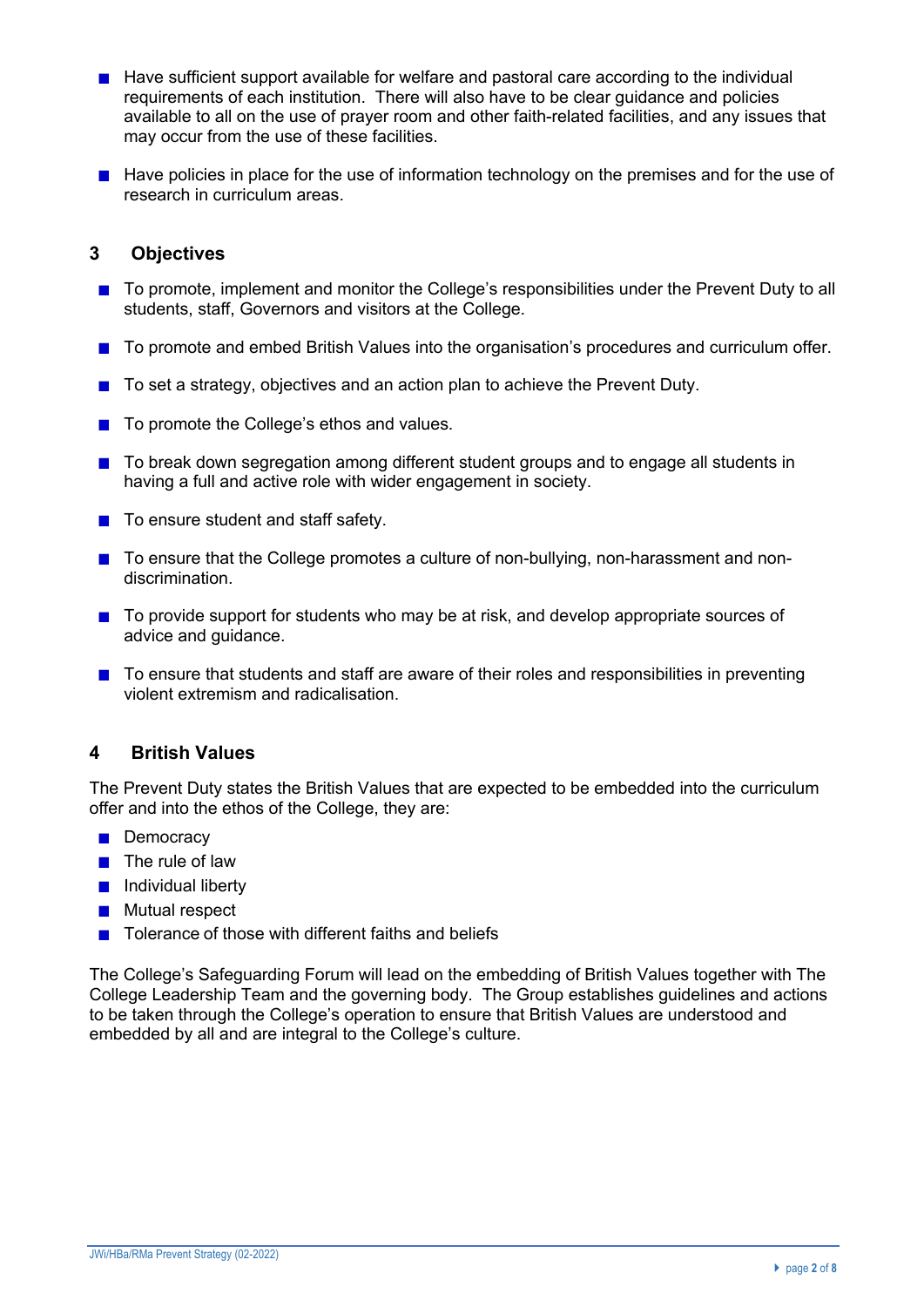- Have sufficient support available for welfare and pastoral care according to the individual requirements of each institution. There will also have to be clear guidance and policies available to all on the use of prayer room and other faith-related facilities, and any issues that may occur from the use of these facilities.
- Have policies in place for the use of information technology on the premises and for the use of research in curriculum areas.

## 3 Objectives

- To promote, implement and monitor the College's responsibilities under the Prevent Duty to all students, staff, Governors and visitors at the College.
- To promote and embed British Values into the organisation's procedures and curriculum offer.
- To set a strategy, objectives and an action plan to achieve the Prevent Duty.
- To promote the College's ethos and values.
- To break down segregation among different student groups and to engage all students in having a full and active role with wider engagement in society.
- To ensure student and staff safety.
- To ensure that the College promotes a culture of non-bullying, non-harassment and non-discrimination.
- To provide support for students who may be at risk, and develop appropriate sources of advice and guidance.
- To ensure that students and staff are aware of their roles and responsibilities in preventing violent extremism and radicalisation.

## 4 British Values

The Prevent Duty states the British Values that are expected to be embedded into the curriculum offer and into the ethos of the College, they are:

- Democracy
- The rule of law
- Individual liberty
- Mutual respect
- Tolerance of those with different faiths and beliefs

The College's Safeguarding Forum will lead on the embedding of British Values together with The College Leadership Team and the governing body. The Group establishes guidelines and actions to be taken through the College's operation to ensure that British Values are understood and embedded by all and are integral to the College's culture.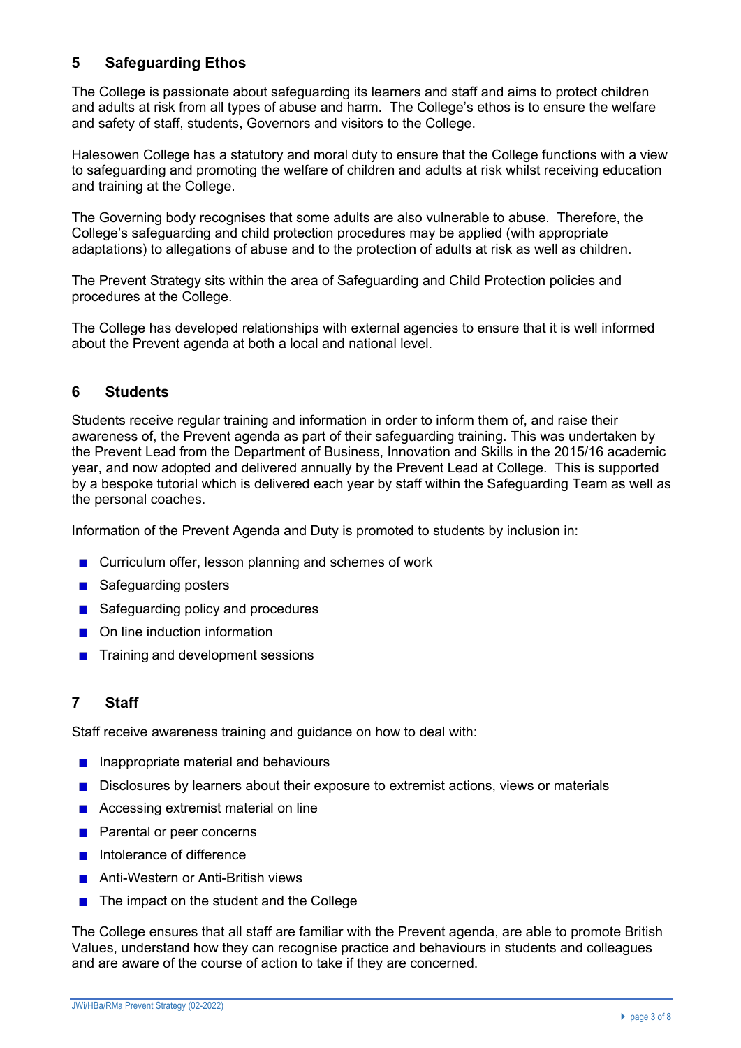## 5 Safeguarding Ethos

The College is passionate about safeguarding its learners and staff and aims to protect children and adults at risk from all types of abuse and harm. The College's ethos is to ensure the welfare and safety of staff, students, Governors and visitors to the College.

Halesowen College has a statutory and moral duty to ensure that the College functions with a view to safeguarding and promoting the welfare of children and adults at risk whilst receiving education and training at the College.

The Governing body recognises that some adults are also vulnerable to abuse. Therefore, the College's safeguarding and child protection procedures may be applied (with appropriate adaptations) to allegations of abuse and to the protection of adults at risk as well as children.

The Prevent Strategy sits within the area of Safeguarding and Child Protection policies and procedures at the College.

The College has developed relationships with external agencies to ensure that it is well informed about the Prevent agenda at both a local and national level.

## 6 Students

Students receive regular training and information in order to inform them of, and raise their awareness of, the Prevent agenda as part of their safeguarding training. This was undertaken by the Prevent Lead from the Department of Business, Innovation and Skills in the 2015/16 academic year, and now adopted and delivered annually by the Prevent Lead at College. This is supported by a bespoke tutorial which is delivered each year by staff within the Safeguarding Team as well as the personal coaches.

Information of the Prevent Agenda and Duty is promoted to students by inclusion in:

- Curriculum offer, lesson planning and schemes of work
- Safeguarding posters
- Safeguarding policy and procedures
- On line induction information
- Training and development sessions

## 7 Staff

Staff receive awareness training and guidance on how to deal with:

- Inappropriate material and behaviours
- Disclosures by learners about their exposure to extremist actions, views or materials
- Accessing extremist material on line
- Parental or peer concerns
- Intolerance of difference
- Anti-Western or Anti-British views
- The impact on the student and the College

The College ensures that all staff are familiar with the Prevent agenda, are able to promote British Values, understand how they can recognise practice and behaviours in students and colleagues and are aware of the course of action to take if they are concerned.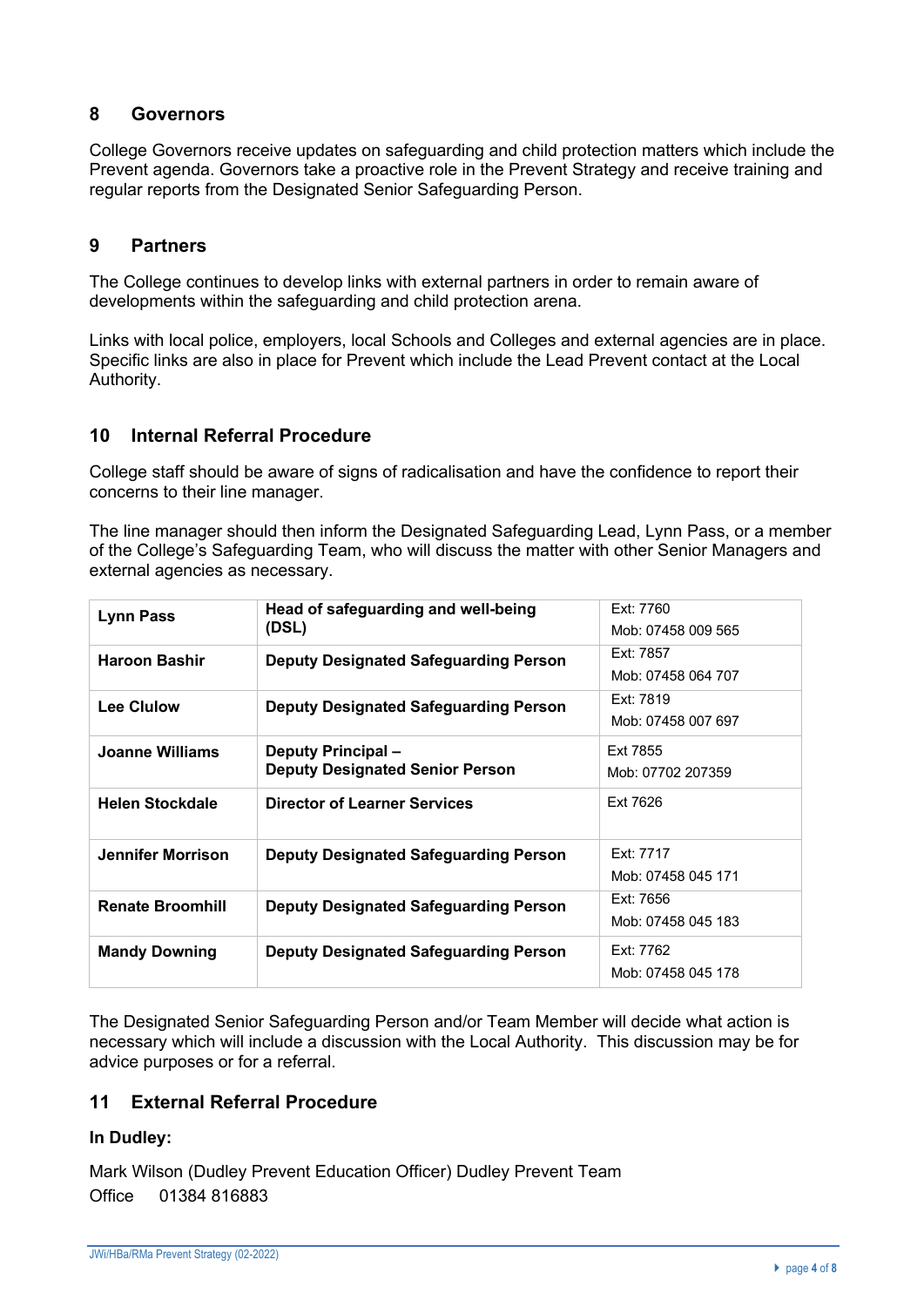## 8 Governors

College Governors receive updates on safeguarding and child protection matters which include the Prevent agenda. Governors take a proactive role in the Prevent Strategy and receive training and regular reports from the Designated Senior Safeguarding Person.

## 9 Partners

The College continues to develop links with external partners in order to remain aware of developments within the safeguarding and child protection arena.

Links with local police, employers, local Schools and Colleges and external agencies are in place. Specific links are also in place for Prevent which include the Lead Prevent contact at the Local Authority.

## 10 Internal Referral Procedure

College staff should be aware of signs of radicalisation and have the confidence to report their concerns to their line manager.

The line manager should then inform the Designated Safeguarding Lead, Lynn Pass, or a member of the College's Safeguarding Team, who will discuss the matter with other Senior Managers and external agencies as necessary.

| | | |
|---|---|---|
| **Lynn Pass** | **Head of safeguarding and well-being (DSL)** | Ext: 7760<br>Mob: 07458 009 565 |
| **Haroon Bashir** | **Deputy Designated Safeguarding Person** | Ext: 7857<br>Mob: 07458 064 707 |
| **Lee Clulow** | **Deputy Designated Safeguarding Person** | Ext: 7819<br>Mob: 07458 007 697 |
| **Joanne Williams** | **Deputy Principal – Deputy Designated Senior Person** | Ext 7855<br>Mob: 07702 207359 |
| **Helen Stockdale** | **Director of Learner Services** | Ext 7626 |
| **Jennifer Morrison** | **Deputy Designated Safeguarding Person** | Ext: 7717<br>Mob: 07458 045 171 |
| **Renate Broomhill** | **Deputy Designated Safeguarding Person** | Ext: 7656<br>Mob: 07458 045 183 |
| **Mandy Downing** | **Deputy Designated Safeguarding Person** | Ext: 7762<br>Mob: 07458 045 178 |

The Designated Senior Safeguarding Person and/or Team Member will decide what action is necessary which will include a discussion with the Local Authority. This discussion may be for advice purposes or for a referral.

## 11 External Referral Procedure

**In Dudley:**

Mark Wilson (Dudley Prevent Education Officer) Dudley Prevent Team
Office 01384 816883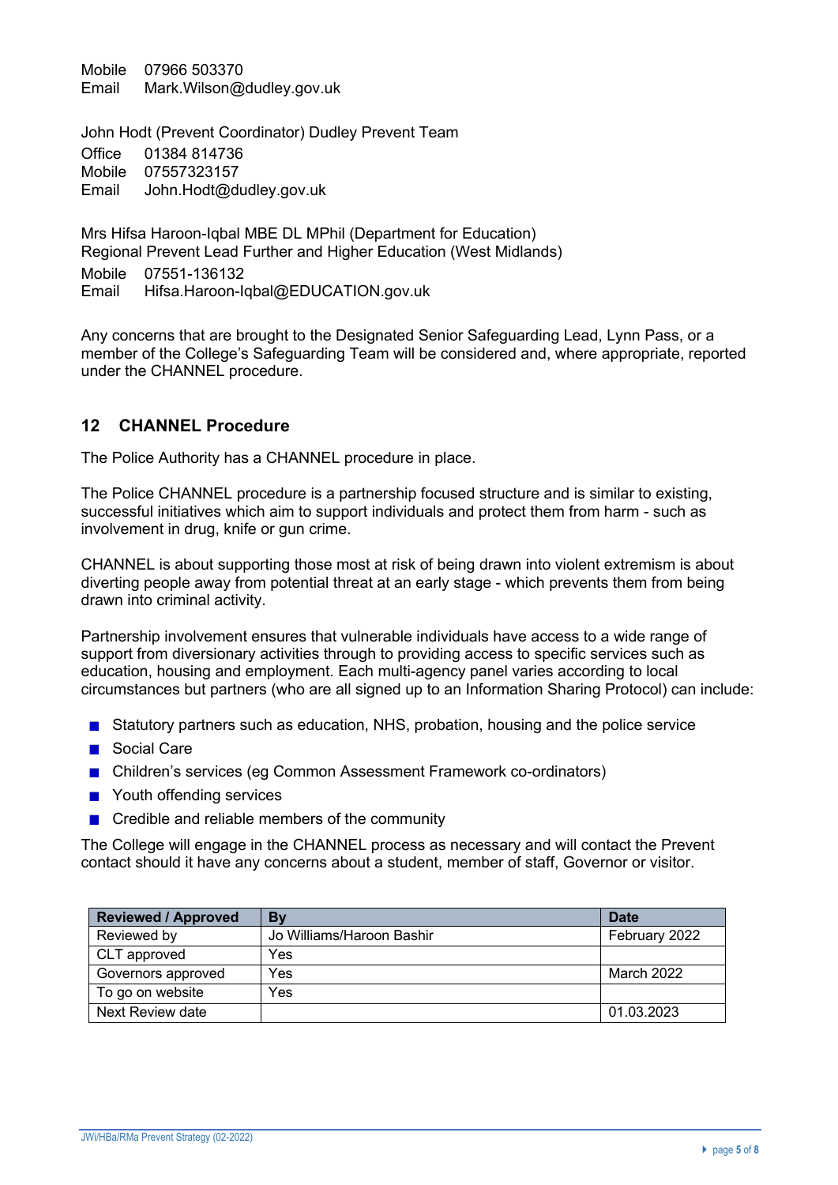Mobile 07966 503370
Email Mark.Wilson@dudley.gov.uk

John Hodt (Prevent Coordinator) Dudley Prevent Team
Office 01384 814736
Mobile 07557323157
Email John.Hodt@dudley.gov.uk

Mrs Hifsa Haroon-Iqbal MBE DL MPhil (Department for Education)
Regional Prevent Lead Further and Higher Education (West Midlands)
Mobile 07551-136132
Email Hifsa.Haroon-Iqbal@EDUCATION.gov.uk

Any concerns that are brought to the Designated Senior Safeguarding Lead, Lynn Pass, or a member of the College's Safeguarding Team will be considered and, where appropriate, reported under the CHANNEL procedure.

## 12 CHANNEL Procedure

The Police Authority has a CHANNEL procedure in place.

The Police CHANNEL procedure is a partnership focused structure and is similar to existing, successful initiatives which aim to support individuals and protect them from harm - such as involvement in drug, knife or gun crime.

CHANNEL is about supporting those most at risk of being drawn into violent extremism is about diverting people away from potential threat at an early stage - which prevents them from being drawn into criminal activity.

Partnership involvement ensures that vulnerable individuals have access to a wide range of support from diversionary activities through to providing access to specific services such as education, housing and employment. Each multi-agency panel varies according to local circumstances but partners (who are all signed up to an Information Sharing Protocol) can include:

- Statutory partners such as education, NHS, probation, housing and the police service
- Social Care
- Children's services (eg Common Assessment Framework co-ordinators)
- Youth offending services
- Credible and reliable members of the community

The College will engage in the CHANNEL process as necessary and will contact the Prevent contact should it have any concerns about a student, member of staff, Governor or visitor.

| Reviewed / Approved | By | Date |
|---|---|---|
| Reviewed by | Jo Williams/Haroon Bashir | February 2022 |
| CLT approved | Yes | |
| Governors approved | Yes | March 2022 |
| To go on website | Yes | |
| Next Review date | | 01.03.2023 |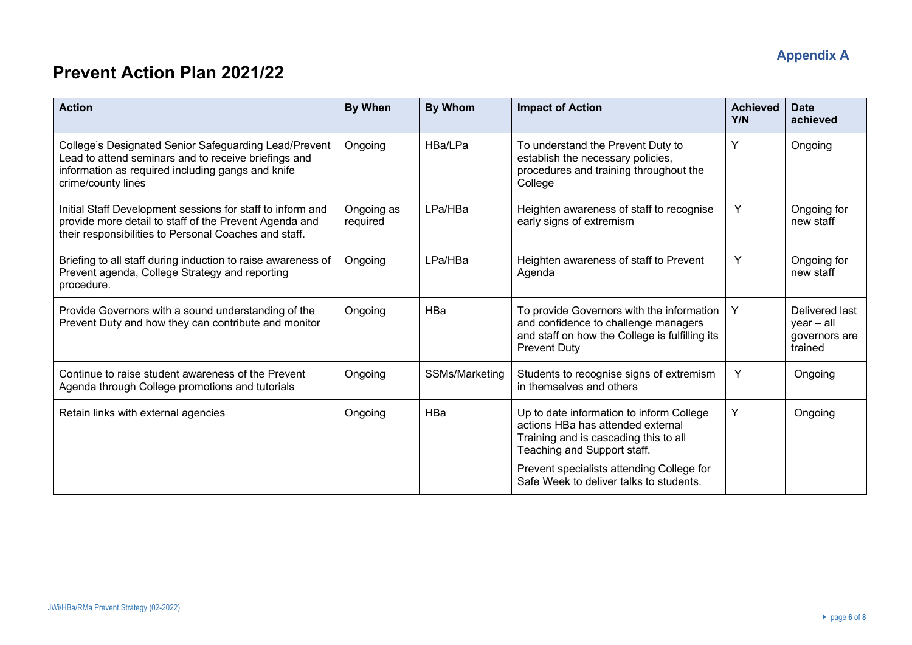**Appendix A**

# Prevent Action Plan 2021/22

| Action | By When | By Whom | Impact of Action | Achieved Y/N | Date achieved |
|---|---|---|---|---|---|
| College's Designated Senior Safeguarding Lead/Prevent Lead to attend seminars and to receive briefings and information as required including gangs and knife crime/county lines | Ongoing | HBa/LPa | To understand the Prevent Duty to establish the necessary policies, procedures and training throughout the College | Y | Ongoing |
| Initial Staff Development sessions for staff to inform and provide more detail to staff of the Prevent Agenda and their responsibilities to Personal Coaches and staff. | Ongoing as required | LPa/HBa | Heighten awareness of staff to recognise early signs of extremism | Y | Ongoing for new staff |
| Briefing to all staff during induction to raise awareness of Prevent agenda, College Strategy and reporting procedure. | Ongoing | LPa/HBa | Heighten awareness of staff to Prevent Agenda | Y | Ongoing for new staff |
| Provide Governors with a sound understanding of the Prevent Duty and how they can contribute and monitor | Ongoing | HBa | To provide Governors with the information and confidence to challenge managers and staff on how the College is fulfilling its Prevent Duty | Y | Delivered last year – all governors are trained |
| Continue to raise student awareness of the Prevent Agenda through College promotions and tutorials | Ongoing | SSMs/Marketing | Students to recognise signs of extremism in themselves and others | Y | Ongoing |
| Retain links with external agencies | Ongoing | HBa | Up to date information to inform College actions HBa has attended external Training and is cascading this to all Teaching and Support staff. Prevent specialists attending College for Safe Week to deliver talks to students. | Y | Ongoing |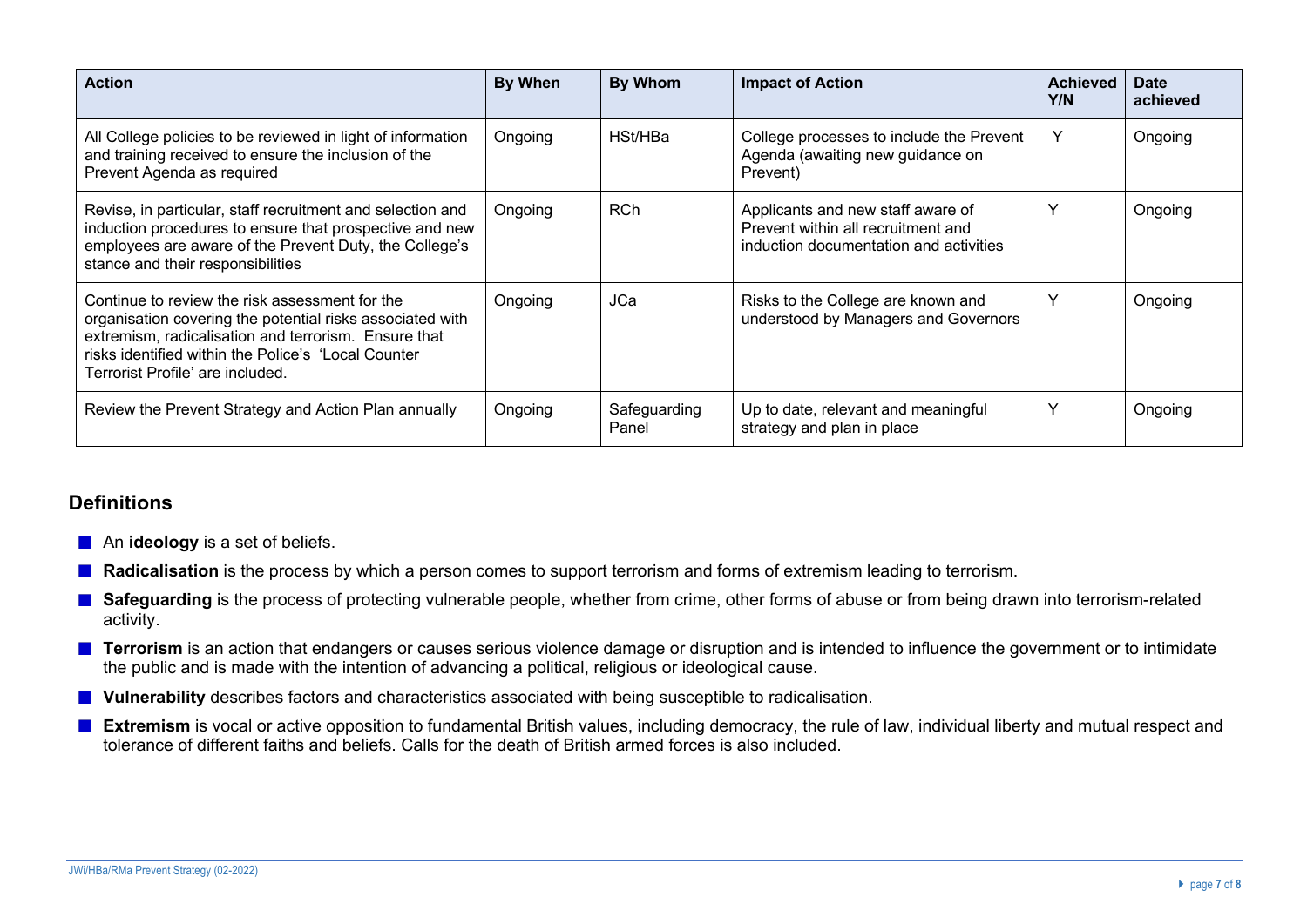| Action | By When | By Whom | Impact of Action | Achieved Y/N | Date achieved |
|---|---|---|---|---|---|
| All College policies to be reviewed in light of information and training received to ensure the inclusion of the Prevent Agenda as required | Ongoing | HSt/HBa | College processes to include the Prevent Agenda (awaiting new guidance on Prevent) | Y | Ongoing |
| Revise, in particular, staff recruitment and selection and induction procedures to ensure that prospective and new employees are aware of the Prevent Duty, the College's stance and their responsibilities | Ongoing | RCh | Applicants and new staff aware of Prevent within all recruitment and induction documentation and activities | Y | Ongoing |
| Continue to review the risk assessment for the organisation covering the potential risks associated with extremism, radicalisation and terrorism. Ensure that risks identified within the Police's 'Local Counter Terrorist Profile' are included. | Ongoing | JCa | Risks to the College are known and understood by Managers and Governors | Y | Ongoing |
| Review the Prevent Strategy and Action Plan annually | Ongoing | Safeguarding Panel | Up to date, relevant and meaningful strategy and plan in place | Y | Ongoing |

## Definitions

- An **ideology** is a set of beliefs.
- **Radicalisation** is the process by which a person comes to support terrorism and forms of extremism leading to terrorism.
- **Safeguarding** is the process of protecting vulnerable people, whether from crime, other forms of abuse or from being drawn into terrorism-related activity.
- **Terrorism** is an action that endangers or causes serious violence damage or disruption and is intended to influence the government or to intimidate the public and is made with the intention of advancing a political, religious or ideological cause.
- **Vulnerability** describes factors and characteristics associated with being susceptible to radicalisation.
- **Extremism** is vocal or active opposition to fundamental British values, including democracy, the rule of law, individual liberty and mutual respect and tolerance of different faiths and beliefs. Calls for the death of British armed forces is also included.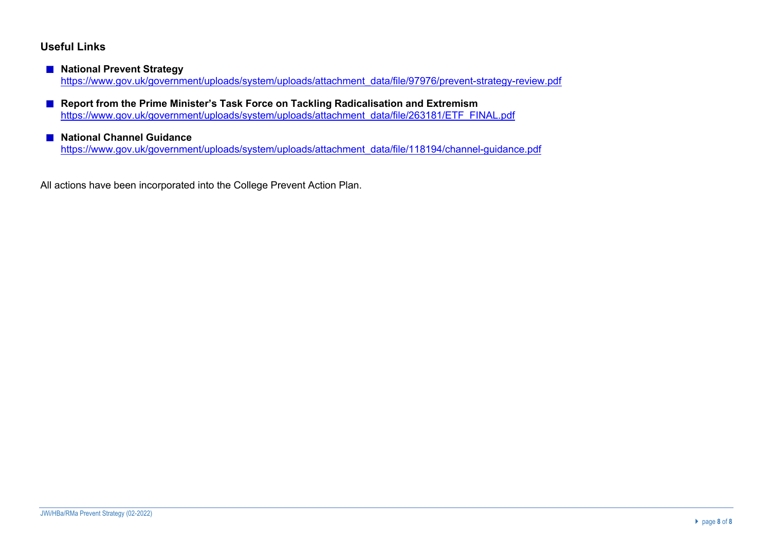## Useful Links

- **National Prevent Strategy**
  https://www.gov.uk/government/uploads/system/uploads/attachment_data/file/97976/prevent-strategy-review.pdf
- **Report from the Prime Minister's Task Force on Tackling Radicalisation and Extremism**
  https://www.gov.uk/government/uploads/system/uploads/attachment_data/file/263181/ETF_FINAL.pdf
- **National Channel Guidance**
  https://www.gov.uk/government/uploads/system/uploads/attachment_data/file/118194/channel-guidance.pdf

All actions have been incorporated into the College Prevent Action Plan.